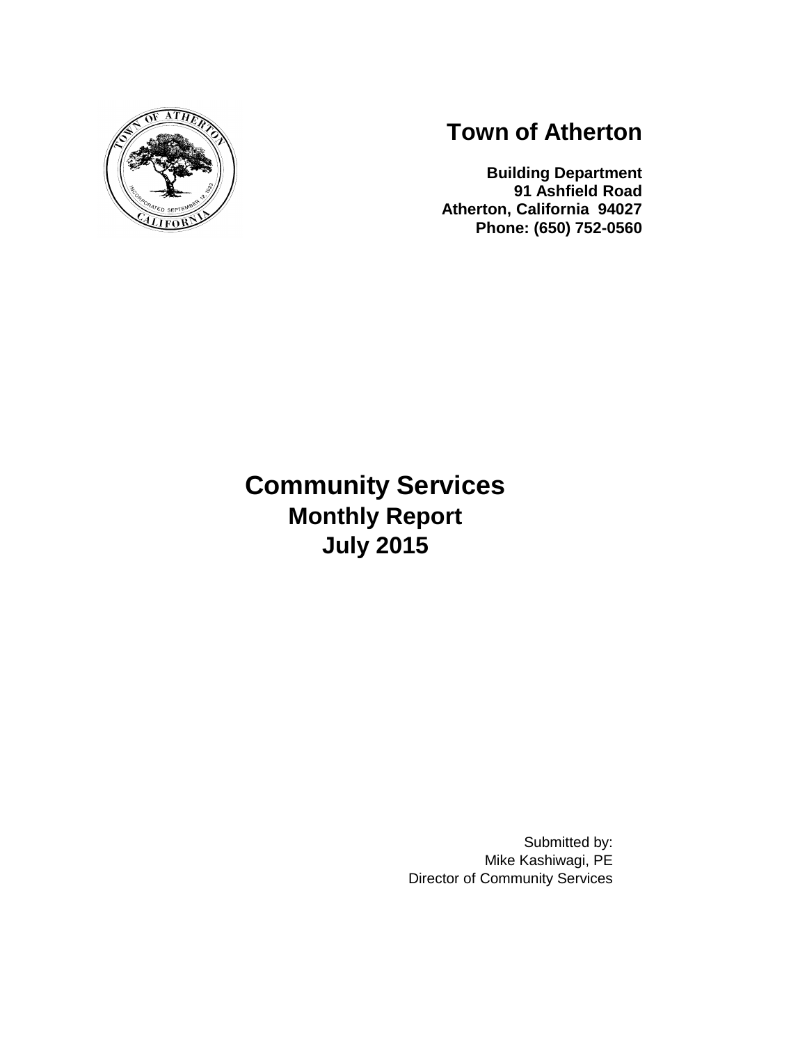# Town of Atherton

**Building Department**
**91 Ashfield Road**
**Atherton, California 94027**
**Phone: (650) 752-0560**

# Community Services
## Monthly Report
## July 2015

Submitted by:
Mike Kashiwagi, PE
Director of Community Services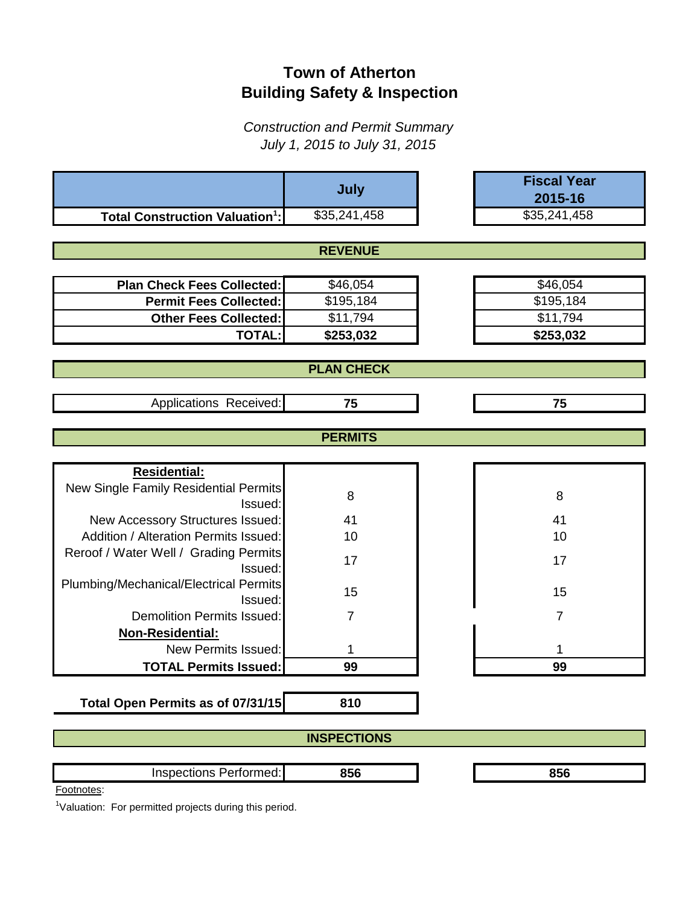# Town of Atherton
# Building Safety & Inspection

*Construction and Permit Summary*
*July 1, 2015 to July 31, 2015*

| | July | Fiscal Year 2015-16 |
|---|---|---|
| **Total Construction Valuation[1]:** | $35,241,458 | $35,241,458 |
| **REVENUE** | | |
| **Plan Check Fees Collected:** | $46,054 | $46,054 |
| **Permit Fees Collected:** | $195,184 | $195,184 |
| **Other Fees Collected:** | $11,794 | $11,794 |
| **TOTAL:** | **$253,032** | **$253,032** |
| **PLAN CHECK** | | |
| Applications Received: | **75** | **75** |
| **PERMITS** | | |
| **Residential:** | | |
| New Single Family Residential Permits Issued: | 8 | 8 |
| New Accessory Structures Issued: | 41 | 41 |
| Addition / Alteration Permits Issued: | 10 | 10 |
| Reroof / Water Well / Grading Permits Issued: | 17 | 17 |
| Plumbing/Mechanical/Electrical Permits Issued: | 15 | 15 |
| Demolition Permits Issued: | 7 | 7 |
| **Non-Residential:** | | |
| New Permits Issued: | 1 | 1 |
| **TOTAL Permits Issued:** | **99** | **99** |
| **Total Open Permits as of 07/31/15** | **810** | |
| **INSPECTIONS** | | |
| Inspections Performed: | **856** | **856** |

Footnotes:

[1]Valuation: For permitted projects during this period.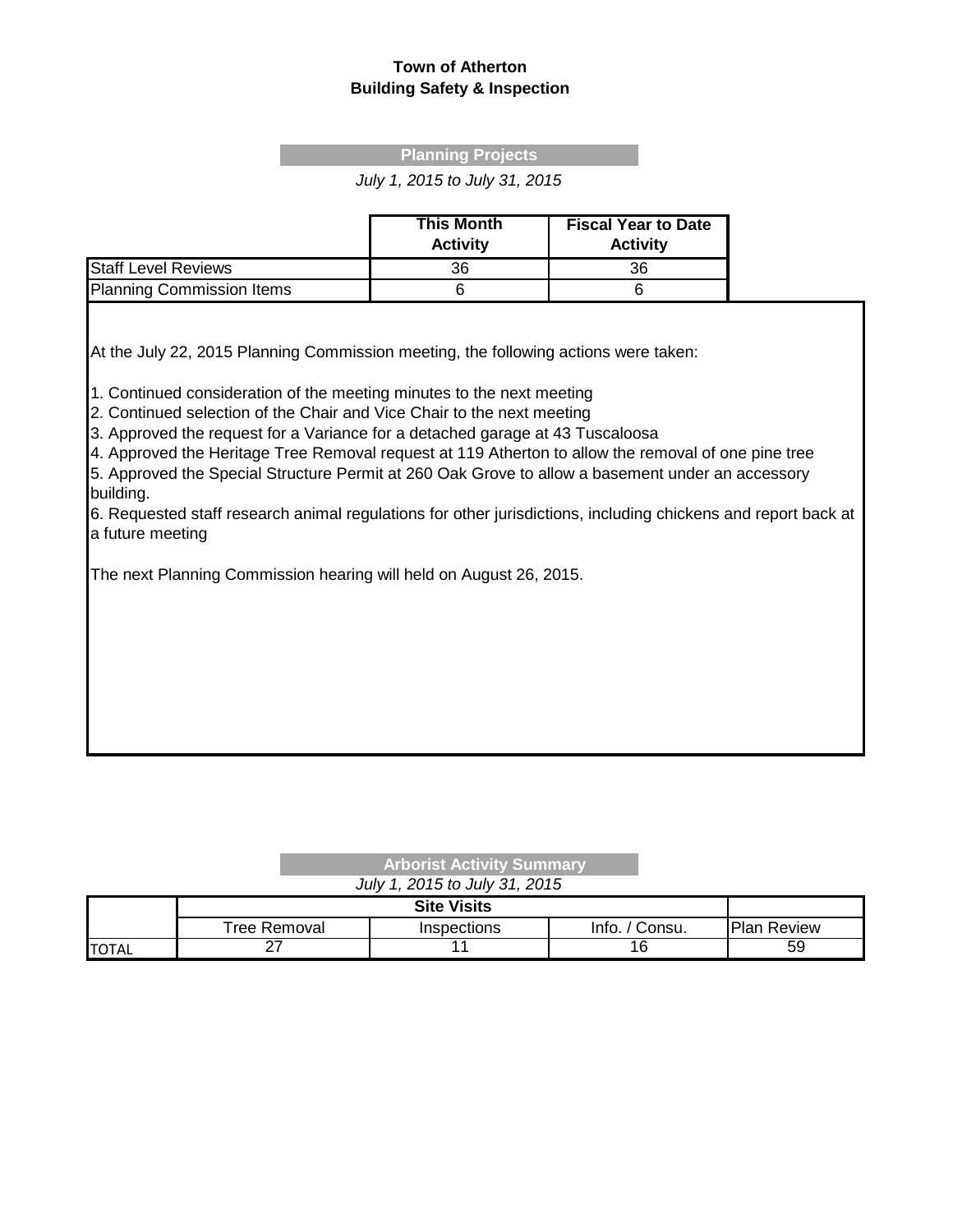**Town of Atherton**
**Building Safety & Inspection**

**Planning Projects**

*July 1, 2015 to July 31, 2015*

| | This Month Activity | Fiscal Year to Date Activity |
|---|---|---|
| Staff Level Reviews | 36 | 36 |
| Planning Commission Items | 6 | 6 |

At the July 22, 2015 Planning Commission meeting, the following actions were taken:

1. Continued consideration of the meeting minutes to the next meeting
2. Continued selection of the Chair and Vice Chair to the next meeting
3. Approved the request for a Variance for a detached garage at 43 Tuscaloosa
4. Approved the Heritage Tree Removal request at 119 Atherton to allow the removal of one pine tree
5. Approved the Special Structure Permit at 260 Oak Grove to allow a basement under an accessory building.
6. Requested staff research animal regulations for other jurisdictions, including chickens and report back at a future meeting

The next Planning Commission hearing will held on August 26, 2015.

**Arborist Activity Summary**

*July 1, 2015 to July 31, 2015*

| | Site Visits | | | |
|---|---|---|---|---|
| | Tree Removal | Inspections | Info. / Consu. | Plan Review |
| TOTAL | 27 | 11 | 16 | 59 |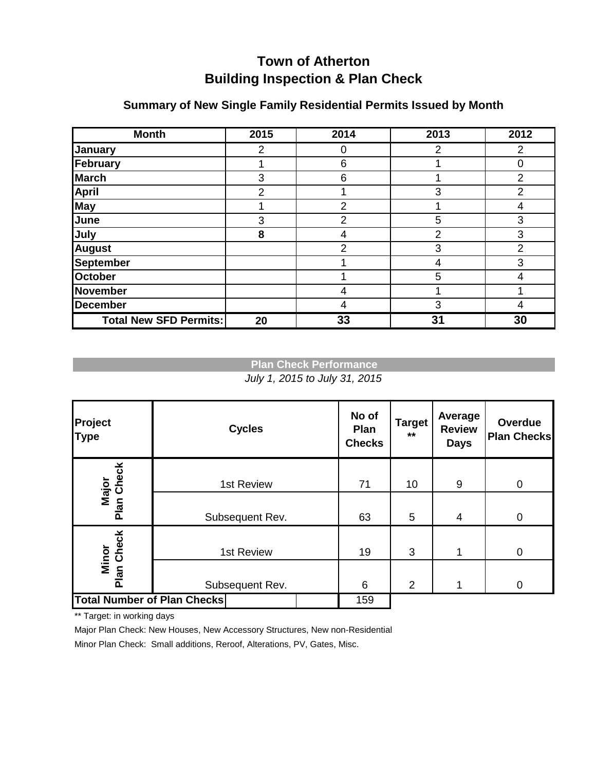# Town of Atherton
# Building Inspection & Plan Check

## Summary of New Single Family Residential Permits Issued by Month

| Month | 2015 | 2014 | 2013 | 2012 |
|---|---|---|---|---|
| **January** | 2 | 0 | 2 | 2 |
| **February** | 1 | 6 | 1 | 0 |
| **March** | 3 | 6 | 1 | 2 |
| **April** | 2 | 1 | 3 | 2 |
| **May** | 1 | 2 | 1 | 4 |
| **June** | 3 | 2 | 5 | 3 |
| **July** | **8** | 4 | 2 | 3 |
| **August** | | 2 | 3 | 2 |
| **September** | | 1 | 4 | 3 |
| **October** | | 1 | 5 | 4 |
| **November** | | 4 | 1 | 1 |
| **December** | | 4 | 3 | 4 |
| **Total New SFD Permits:** | **20** | **33** | **31** | **30** |

## Plan Check Performance

*July 1, 2015 to July 31, 2015*

| Project Type | Cycles | No of Plan Checks | Target ** | Average Review Days | Overdue Plan Checks |
|---|---|---|---|---|---|
| **Major Plan Check** | 1st Review | 71 | 10 | 9 | 0 |
| | Subsequent Rev. | 63 | 5 | 4 | 0 |
| **Minor Plan Check** | 1st Review | 19 | 3 | 1 | 0 |
| | Subsequent Rev. | 6 | 2 | 1 | 0 |
| **Total Number of Plan Checks** | | 159 | | | |

** Target: in working days

Major Plan Check: New Houses, New Accessory Structures, New non-Residential

Minor Plan Check: Small additions, Reroof, Alterations, PV, Gates, Misc.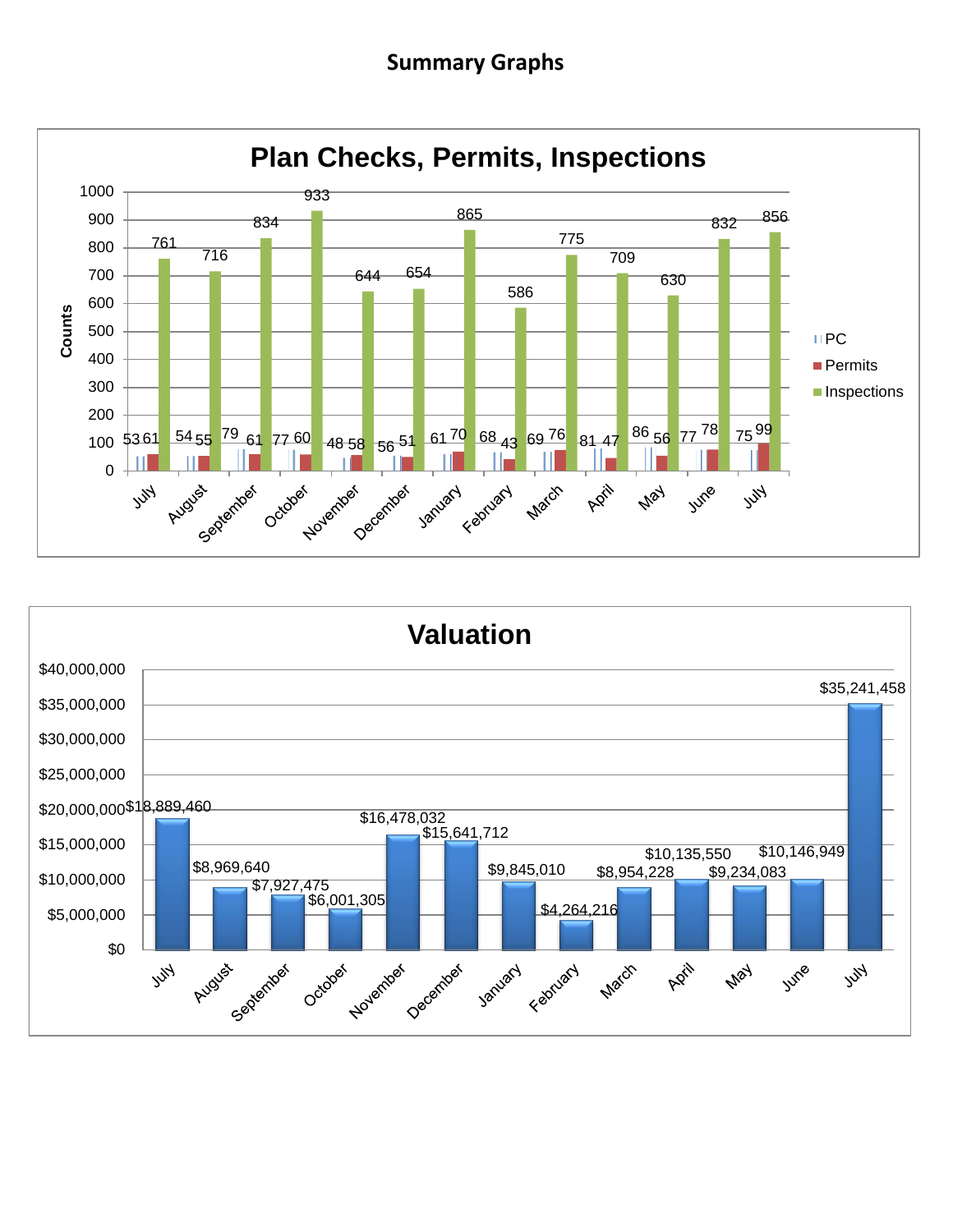# Summary Graphs

## Plan Checks, Permits, Inspections

| Month | PC | Permits | Inspections |
|---|---|---|---|
| July | 53 | 61 | 761 |
| August | 54 | 55 | 716 |
| September | 79 | 61 | 834 |
| October | 77 | 60 | 933 |
| November | 48 | 58 | 644 |
| December | 56 | 51 | 654 |
| January | 61 | 70 | 865 |
| February | 68 | 43 | 586 |
| March | 69 | 76 | 775 |
| April | 81 | 47 | 709 |
| May | 86 | 56 | 630 |
| June | 77 | 78 | 832 |
| July | 75 | 99 | 856 |

## Valuation

| Month | Valuation |
|---|---|
| July | $18,889,460 |
| August | $8,969,640 |
| September | $7,927,475 |
| October | $6,001,305 |
| November | $16,478,032 |
| December | $15,641,712 |
| January | $9,845,010 |
| February | $4,264,216 |
| March | $8,954,228 |
| April | $10,135,550 |
| May | $9,234,083 |
| June | $10,146,949 |
| July | $35,241,458 |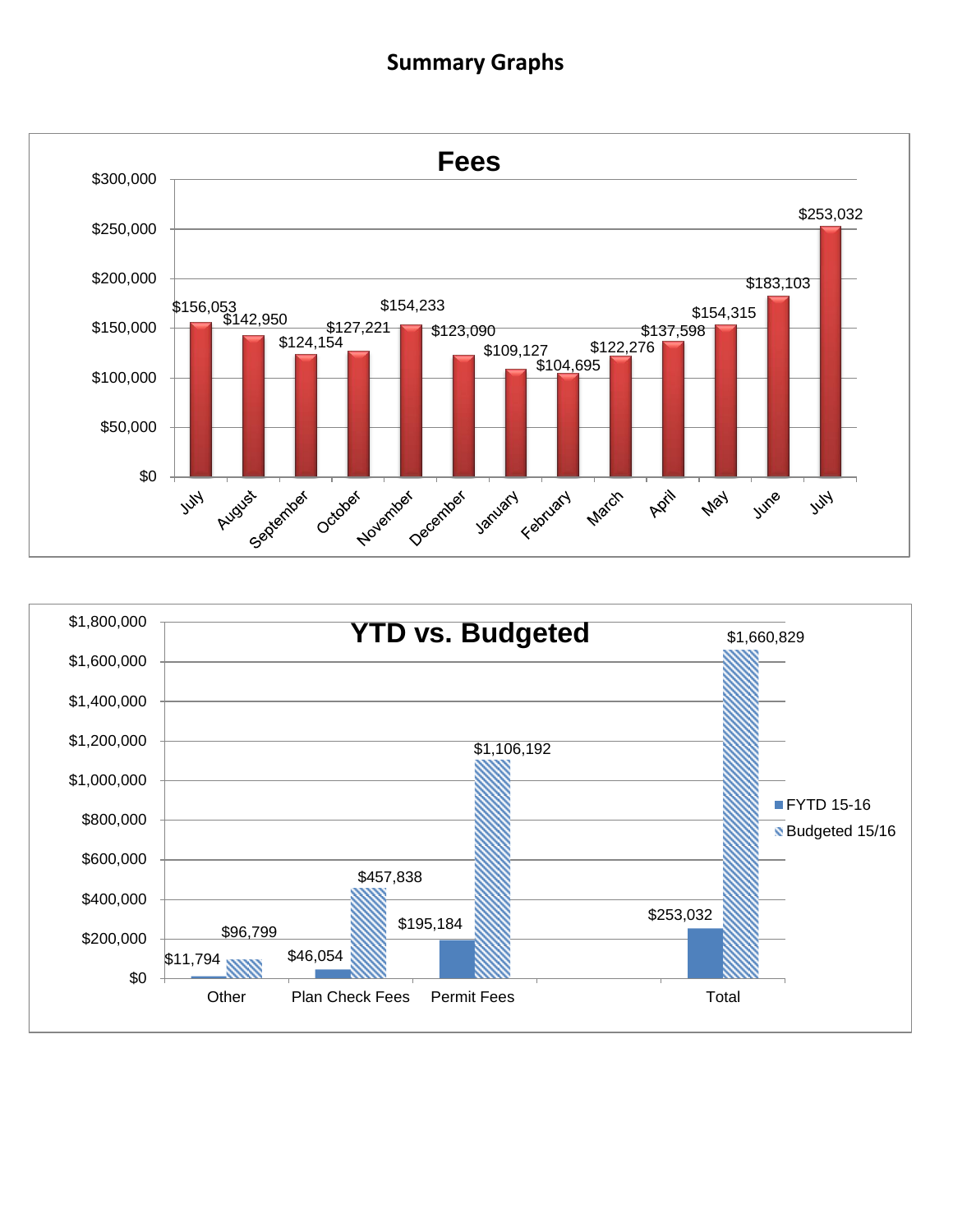# Summary Graphs

Fees

$300,000
$250,000
$200,000
$150,000
$100,000
$50,000
$0

$156,053
$142,950
$124,154
$127,221
$154,233
$123,090
$109,127
$104,695
$122,276
$137,598
$154,315
$183,103
$253,032

July
August
September
October
November
December
January
February
March
April
May
June
July

YTD vs. Budgeted

$1,800,000
$1,600,000
$1,400,000
$1,200,000
$1,000,000
$800,000
$600,000
$400,000
$200,000
$0

$11,794
$96,799
$46,054
$457,838
$195,184
$1,106,192
$253,032
$1,660,829

Other
Plan Check Fees
Permit Fees
Total

FYTD 15-16
Budgeted 15/16